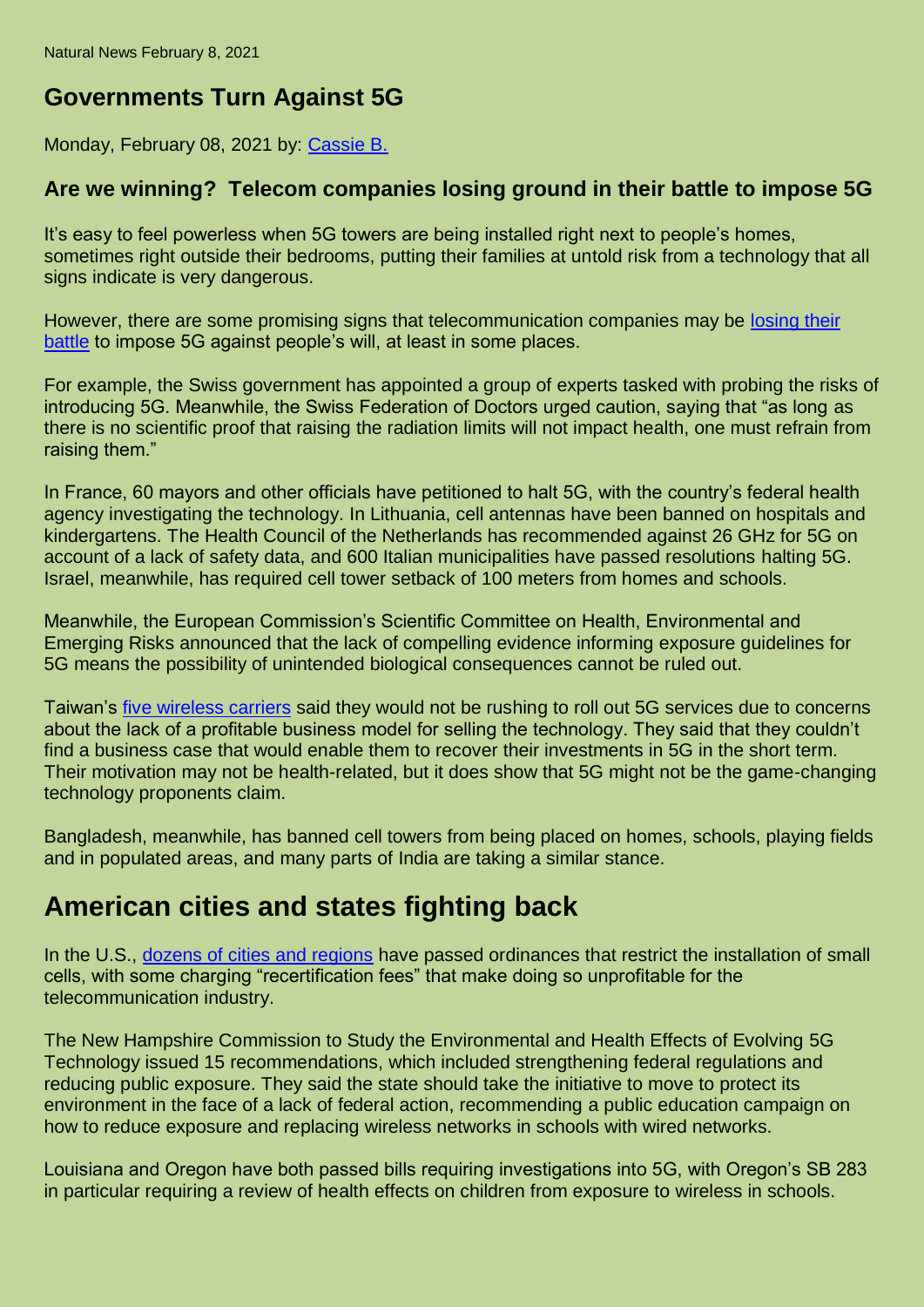Natural News February 8, 2021

# Governments Turn Against 5G

Monday, February 08, 2021 by: Cassie B.

### Are we winning? Telecom companies losing ground in their battle to impose 5G

It's easy to feel powerless when 5G towers are being installed right next to people's homes, sometimes right outside their bedrooms, putting their families at untold risk from a technology that all signs indicate is very dangerous.

However, there are some promising signs that telecommunication companies may be losing their battle to impose 5G against people's will, at least in some places.

For example, the Swiss government has appointed a group of experts tasked with probing the risks of introducing 5G. Meanwhile, the Swiss Federation of Doctors urged caution, saying that "as long as there is no scientific proof that raising the radiation limits will not impact health, one must refrain from raising them."

In France, 60 mayors and other officials have petitioned to halt 5G, with the country's federal health agency investigating the technology. In Lithuania, cell antennas have been banned on hospitals and kindergartens. The Health Council of the Netherlands has recommended against 26 GHz for 5G on account of a lack of safety data, and 600 Italian municipalities have passed resolutions halting 5G. Israel, meanwhile, has required cell tower setback of 100 meters from homes and schools.

Meanwhile, the European Commission's Scientific Committee on Health, Environmental and Emerging Risks announced that the lack of compelling evidence informing exposure guidelines for 5G means the possibility of unintended biological consequences cannot be ruled out.

Taiwan's five wireless carriers said they would not be rushing to roll out 5G services due to concerns about the lack of a profitable business model for selling the technology. They said that they couldn't find a business case that would enable them to recover their investments in 5G in the short term. Their motivation may not be health-related, but it does show that 5G might not be the game-changing technology proponents claim.

Bangladesh, meanwhile, has banned cell towers from being placed on homes, schools, playing fields and in populated areas, and many parts of India are taking a similar stance.

## American cities and states fighting back

In the U.S., dozens of cities and regions have passed ordinances that restrict the installation of small cells, with some charging "recertification fees" that make doing so unprofitable for the telecommunication industry.

The New Hampshire Commission to Study the Environmental and Health Effects of Evolving 5G Technology issued 15 recommendations, which included strengthening federal regulations and reducing public exposure. They said the state should take the initiative to move to protect its environment in the face of a lack of federal action, recommending a public education campaign on how to reduce exposure and replacing wireless networks in schools with wired networks.

Louisiana and Oregon have both passed bills requiring investigations into 5G, with Oregon's SB 283 in particular requiring a review of health effects on children from exposure to wireless in schools.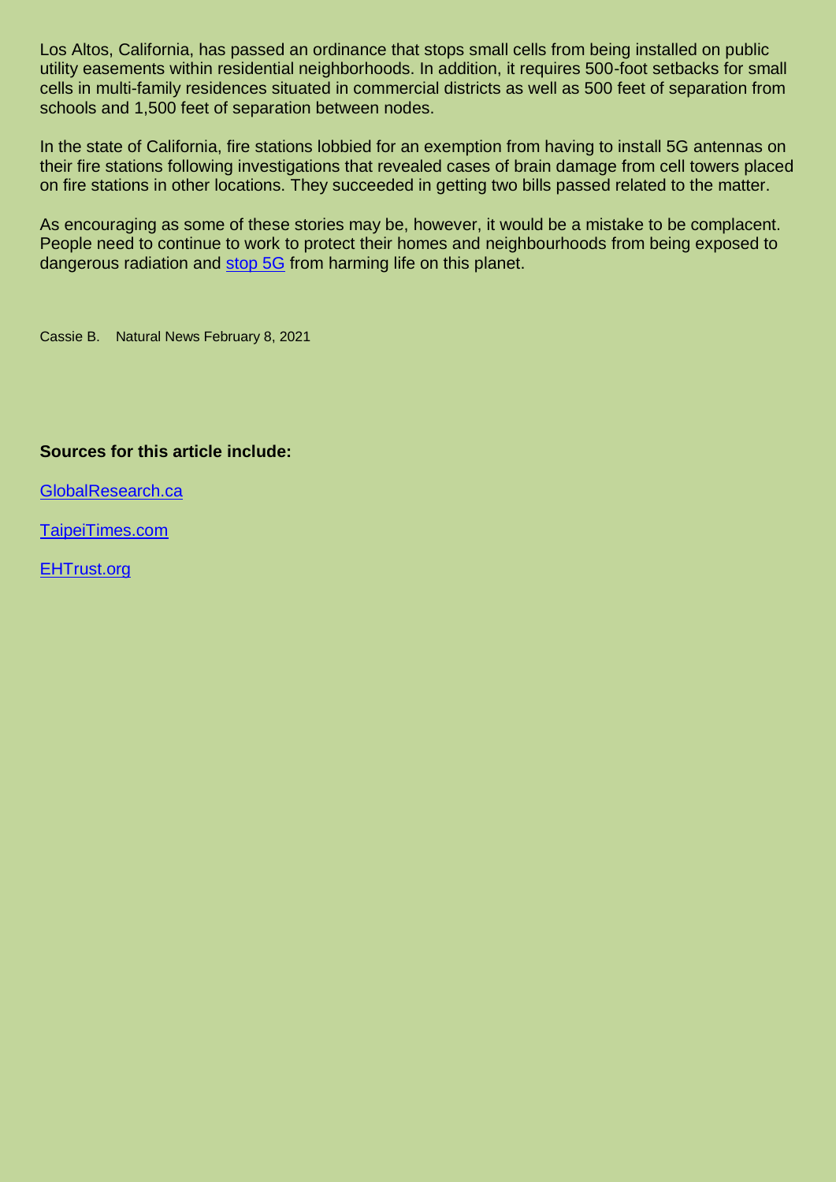Los Altos, California, has passed an ordinance that stops small cells from being installed on public utility easements within residential neighborhoods. In addition, it requires 500-foot setbacks for small cells in multi-family residences situated in commercial districts as well as 500 feet of separation from schools and 1,500 feet of separation between nodes.

In the state of California, fire stations lobbied for an exemption from having to install 5G antennas on their fire stations following investigations that revealed cases of brain damage from cell towers placed on fire stations in other locations. They succeeded in getting two bills passed related to the matter.

As encouraging as some of these stories may be, however, it would be a mistake to be complacent. People need to continue to work to protect their homes and neighbourhoods from being exposed to dangerous radiation and stop 5G from harming life on this planet.

Cassie B. Natural News February 8, 2021

**Sources for this article include:**

GlobalResearch.ca

TaipeiTimes.com

EHTrust.org